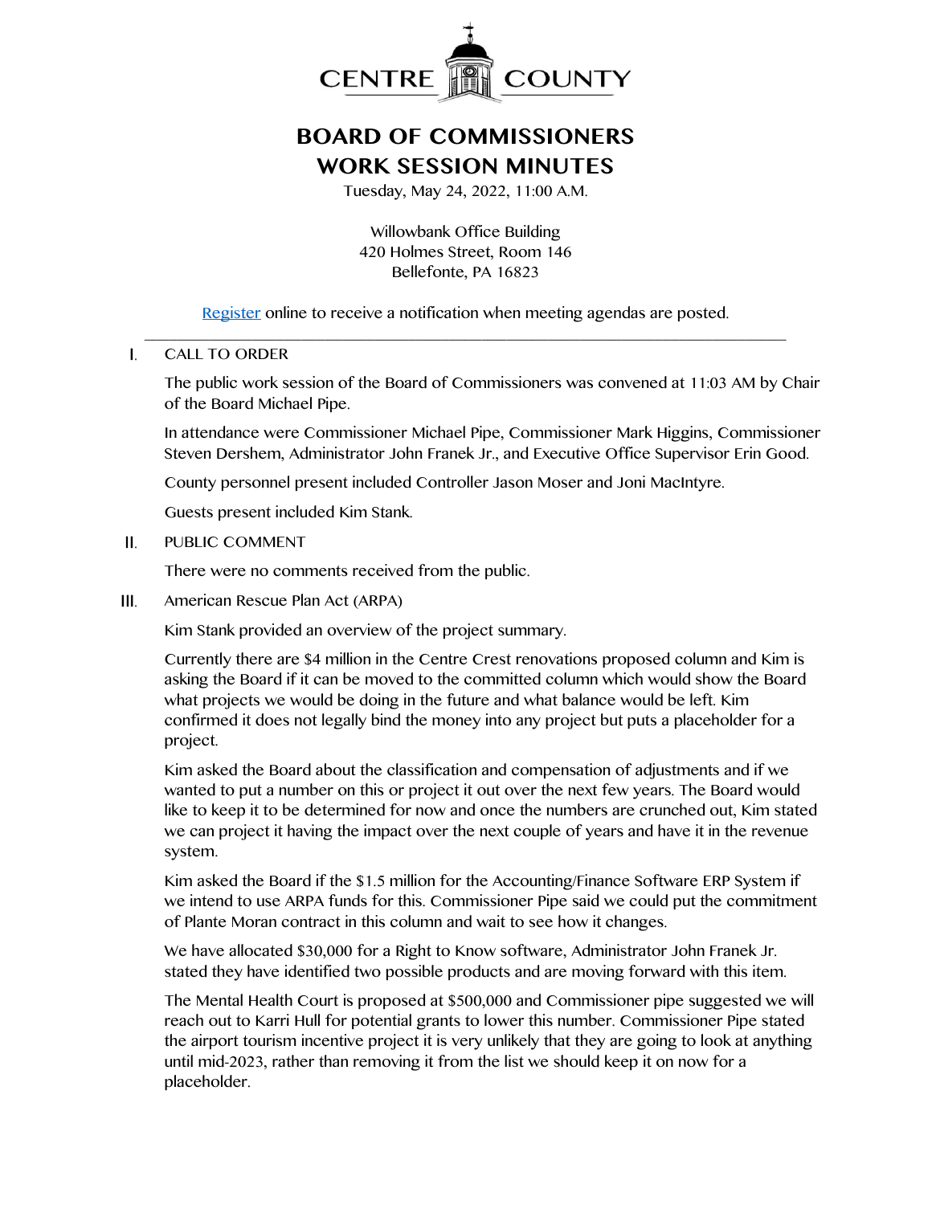# CENTRE COUNTY

## BOARD OF COMMISSIONERS
## WORK SESSION MINUTES

Tuesday, May 24, 2022, 11:00 A.M.

Willowbank Office Building
420 Holmes Street, Room 146
Bellefonte, PA 16823

Register online to receive a notification when meeting agendas are posted.

---

I. CALL TO ORDER

The public work session of the Board of Commissioners was convened at 11:03 AM by Chair of the Board Michael Pipe.

In attendance were Commissioner Michael Pipe, Commissioner Mark Higgins, Commissioner Steven Dershem, Administrator John Franek Jr., and Executive Office Supervisor Erin Good.

County personnel present included Controller Jason Moser and Joni MacIntyre.

Guests present included Kim Stank.

II. PUBLIC COMMENT

There were no comments received from the public.

III. American Rescue Plan Act (ARPA)

Kim Stank provided an overview of the project summary.

Currently there are $4 million in the Centre Crest renovations proposed column and Kim is asking the Board if it can be moved to the committed column which would show the Board what projects we would be doing in the future and what balance would be left. Kim confirmed it does not legally bind the money into any project but puts a placeholder for a project.

Kim asked the Board about the classification and compensation of adjustments and if we wanted to put a number on this or project it out over the next few years. The Board would like to keep it to be determined for now and once the numbers are crunched out, Kim stated we can project it having the impact over the next couple of years and have it in the revenue system.

Kim asked the Board if the $1.5 million for the Accounting/Finance Software ERP System if we intend to use ARPA funds for this. Commissioner Pipe said we could put the commitment of Plante Moran contract in this column and wait to see how it changes.

We have allocated $30,000 for a Right to Know software, Administrator John Franek Jr. stated they have identified two possible products and are moving forward with this item.

The Mental Health Court is proposed at $500,000 and Commissioner pipe suggested we will reach out to Karri Hull for potential grants to lower this number. Commissioner Pipe stated the airport tourism incentive project it is very unlikely that they are going to look at anything until mid-2023, rather than removing it from the list we should keep it on now for a placeholder.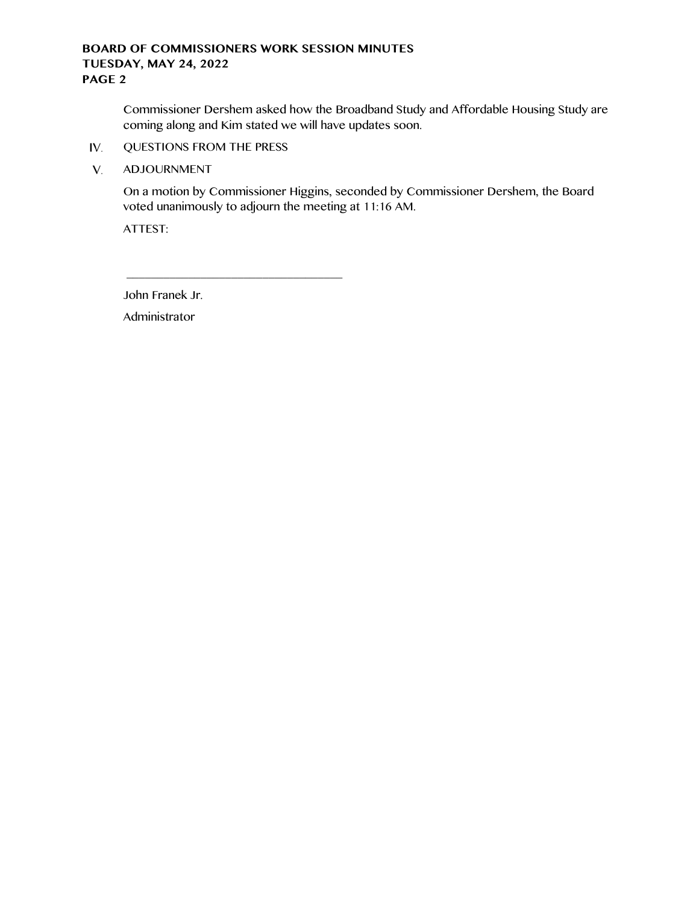Commissioner Dershem asked how the Broadband Study and Affordable Housing Study are coming along and Kim stated we will have updates soon.

IV. QUESTIONS FROM THE PRESS

V. ADJOURNMENT

On a motion by Commissioner Higgins, seconded by Commissioner Dershem, the Board voted unanimously to adjourn the meeting at 11:16 AM.

ATTEST:

\_\_\_\_\_\_\_\_\_\_\_\_\_\_\_\_\_\_\_\_\_\_\_\_\_\_\_\_\_\_\_\_\_\_

John Franek Jr.

Administrator